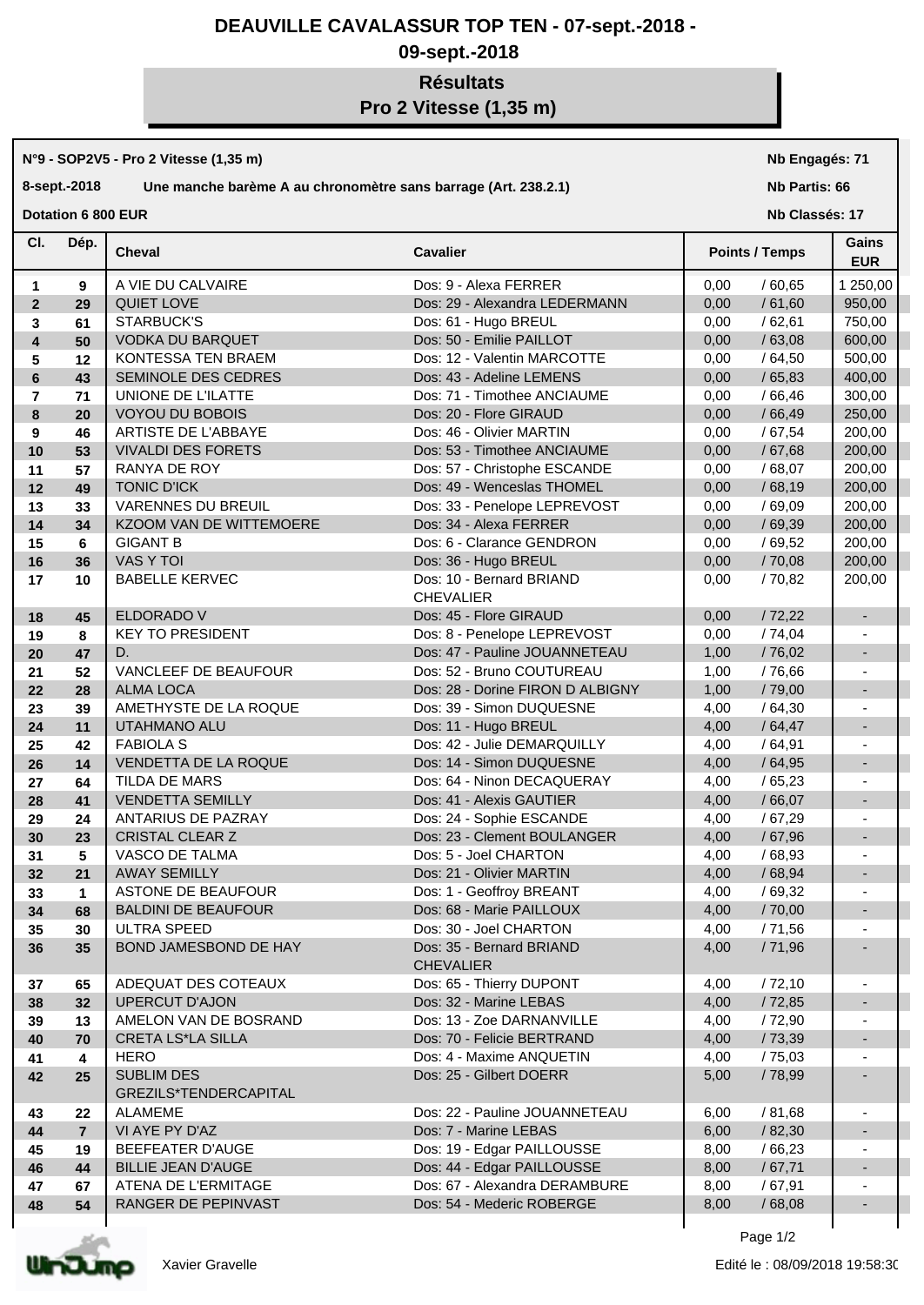# DEAUVILLE CAVALASSUR TOP TEN - 07-sept.-2018 - 09-sept.-2018

## Résultats
## Pro 2 Vitesse (1,35 m)

**N°9 - SOP2V5 - Pro 2 Vitesse (1,35 m)**

**8-sept.-2018** **Une manche barème A au chronomètre sans barrage (Art. 238.2.1)**

**Dotation 6 800 EUR**

**Nb Engagés: 71**
**Nb Partis: 66**
**Nb Classés: 17**

| Cl. | Dép. | Cheval | Cavalier | Points / Temps | | Gains EUR |
|---|---|---|---|---|---|---|
| 1 | 9 | A VIE DU CALVAIRE | Dos: 9 - Alexa FERRER | 0,00 | / 60,65 | 1 250,00 |
| 2 | 29 | QUIET LOVE | Dos: 29 - Alexandra LEDERMANN | 0,00 | / 61,60 | 950,00 |
| 3 | 61 | STARBUCK'S | Dos: 61 - Hugo BREUL | 0,00 | / 62,61 | 750,00 |
| 4 | 50 | VODKA DU BARQUET | Dos: 50 - Emilie PAILLOT | 0,00 | / 63,08 | 600,00 |
| 5 | 12 | KONTESSA TEN BRAEM | Dos: 12 - Valentin MARCOTTE | 0,00 | / 64,50 | 500,00 |
| 6 | 43 | SEMINOLE DES CEDRES | Dos: 43 - Adeline LEMENS | 0,00 | / 65,83 | 400,00 |
| 7 | 71 | UNIONE DE L'ILATTE | Dos: 71 - Timothee ANCIAUME | 0,00 | / 66,46 | 300,00 |
| 8 | 20 | VOYOU DU BOBOIS | Dos: 20 - Flore GIRAUD | 0,00 | / 66,49 | 250,00 |
| 9 | 46 | ARTISTE DE L'ABBAYE | Dos: 46 - Olivier MARTIN | 0,00 | / 67,54 | 200,00 |
| 10 | 53 | VIVALDI DES FORETS | Dos: 53 - Timothee ANCIAUME | 0,00 | / 67,68 | 200,00 |
| 11 | 57 | RANYA DE ROY | Dos: 57 - Christophe ESCANDE | 0,00 | / 68,07 | 200,00 |
| 12 | 49 | TONIC D'ICK | Dos: 49 - Wenceslas THOMEL | 0,00 | / 68,19 | 200,00 |
| 13 | 33 | VARENNES DU BREUIL | Dos: 33 - Penelope LEPREVOST | 0,00 | / 69,09 | 200,00 |
| 14 | 34 | KZOOM VAN DE WITTEMOERE | Dos: 34 - Alexa FERRER | 0,00 | / 69,39 | 200,00 |
| 15 | 6 | GIGANT B | Dos: 6 - Clarance GENDRON | 0,00 | / 69,52 | 200,00 |
| 16 | 36 | VAS Y TOI | Dos: 36 - Hugo BREUL | 0,00 | / 70,08 | 200,00 |
| 17 | 10 | BABELLE KERVEC | Dos: 10 - Bernard BRIAND CHEVALIER | 0,00 | / 70,82 | 200,00 |
| 18 | 45 | ELDORADO V | Dos: 45 - Flore GIRAUD | 0,00 | / 72,22 | - |
| 19 | 8 | KEY TO PRESIDENT | Dos: 8 - Penelope LEPREVOST | 0,00 | / 74,04 | - |
| 20 | 47 | D. | Dos: 47 - Pauline JOUANNETEAU | 1,00 | / 76,02 | - |
| 21 | 52 | VANCLEEF DE BEAUFOUR | Dos: 52 - Bruno COUTUREAU | 1,00 | / 76,66 | - |
| 22 | 28 | ALMA LOCA | Dos: 28 - Dorine FIRON D ALBIGNY | 1,00 | / 79,00 | - |
| 23 | 39 | AMETHYSTE DE LA ROQUE | Dos: 39 - Simon DUQUESNE | 4,00 | / 64,30 | - |
| 24 | 11 | UTAHMANO ALU | Dos: 11 - Hugo BREUL | 4,00 | / 64,47 | - |
| 25 | 42 | FABIOLA S | Dos: 42 - Julie DEMARQUILLY | 4,00 | / 64,91 | - |
| 26 | 14 | VENDETTA DE LA ROQUE | Dos: 14 - Simon DUQUESNE | 4,00 | / 64,95 | - |
| 27 | 64 | TILDA DE MARS | Dos: 64 - Ninon DECAQUERAY | 4,00 | / 65,23 | - |
| 28 | 41 | VENDETTA SEMILLY | Dos: 41 - Alexis GAUTIER | 4,00 | / 66,07 | - |
| 29 | 24 | ANTARIUS DE PAZRAY | Dos: 24 - Sophie ESCANDE | 4,00 | / 67,29 | - |
| 30 | 23 | CRISTAL CLEAR Z | Dos: 23 - Clement BOULANGER | 4,00 | / 67,96 | - |
| 31 | 5 | VASCO DE TALMA | Dos: 5 - Joel CHARTON | 4,00 | / 68,93 | - |
| 32 | 21 | AWAY SEMILLY | Dos: 21 - Olivier MARTIN | 4,00 | / 68,94 | - |
| 33 | 1 | ASTONE DE BEAUFOUR | Dos: 1 - Geoffroy BREANT | 4,00 | / 69,32 | - |
| 34 | 68 | BALDINI DE BEAUFOUR | Dos: 68 - Marie PAILLOUX | 4,00 | / 70,00 | - |
| 35 | 30 | ULTRA SPEED | Dos: 30 - Joel CHARTON | 4,00 | / 71,56 | - |
| 36 | 35 | BOND JAMESBOND DE HAY | Dos: 35 - Bernard BRIAND CHEVALIER | 4,00 | / 71,96 | - |
| 37 | 65 | ADEQUAT DES COTEAUX | Dos: 65 - Thierry DUPONT | 4,00 | / 72,10 | - |
| 38 | 32 | UPERCUT D'AJON | Dos: 32 - Marine LEBAS | 4,00 | / 72,85 | - |
| 39 | 13 | AMELON VAN DE BOSRAND | Dos: 13 - Zoe DARNANVILLE | 4,00 | / 72,90 | - |
| 40 | 70 | CRETA LS*LA SILLA | Dos: 70 - Felicie BERTRAND | 4,00 | / 73,39 | - |
| 41 | 4 | HERO | Dos: 4 - Maxime ANQUETIN | 4,00 | / 75,03 | - |
| 42 | 25 | SUBLIM DES GREZILS*TENDERCAPITAL | Dos: 25 - Gilbert DOERR | 5,00 | / 78,99 | - |
| 43 | 22 | ALAMEME | Dos: 22 - Pauline JOUANNETEAU | 6,00 | / 81,68 | - |
| 44 | 7 | VI AYE PY D'AZ | Dos: 7 - Marine LEBAS | 6,00 | / 82,30 | - |
| 45 | 19 | BEEFEATER D'AUGE | Dos: 19 - Edgar PAILLOUSSE | 8,00 | / 66,23 | - |
| 46 | 44 | BILLIE JEAN D'AUGE | Dos: 44 - Edgar PAILLOUSSE | 8,00 | / 67,71 | - |
| 47 | 67 | ATENA DE L'ERMITAGE | Dos: 67 - Alexandra DERAMBURE | 8,00 | / 67,91 | - |
| 48 | 54 | RANGER DE PEPINVAST | Dos: 54 - Mederic ROBERGE | 8,00 | / 68,08 | - |

Xavier Gravelle

Edité le : 08/09/2018 19:58:30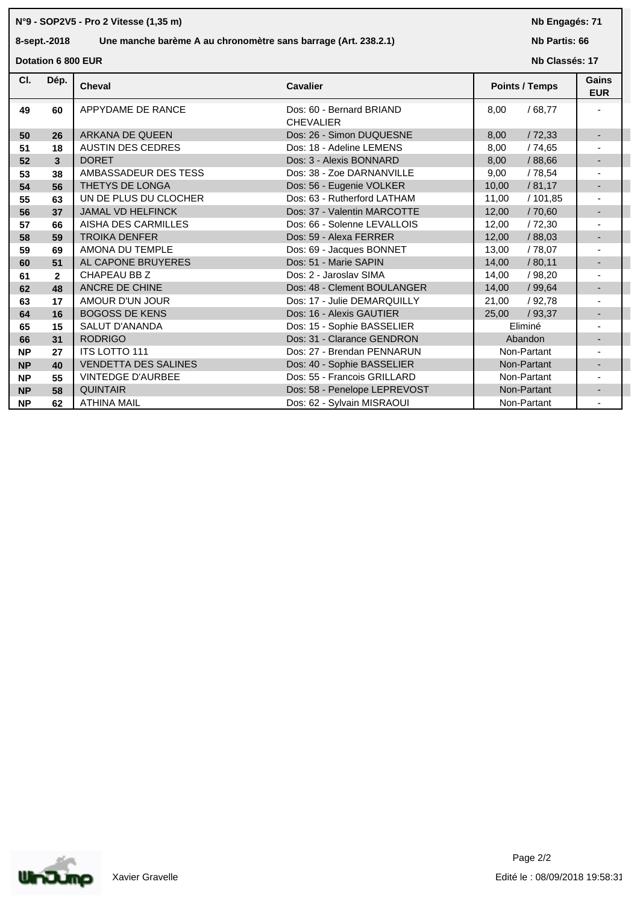**N°9 - SOP2V5 - Pro 2 Vitesse (1,35 m)** — **Nb Engagés: 71**

**8-sept.-2018** — **Une manche barème A au chronomètre sans barrage (Art. 238.2.1)** — **Nb Partis: 66**

**Dotation 6 800 EUR** — **Nb Classés: 17**

| Cl. | Dép. | Cheval | Cavalier | Points / Temps | Gains EUR |
|---|---|---|---|---|---|
| 49 | 60 | APPYDAME DE RANCE | Dos: 60 - Bernard BRIAND CHEVALIER | 8,00 / 68,77 | - |
| 50 | 26 | ARKANA DE QUEEN | Dos: 26 - Simon DUQUESNE | 8,00 / 72,33 | - |
| 51 | 18 | AUSTIN DES CEDRES | Dos: 18 - Adeline LEMENS | 8,00 / 74,65 | - |
| 52 | 3 | DORET | Dos: 3 - Alexis BONNARD | 8,00 / 88,66 | - |
| 53 | 38 | AMBASSADEUR DES TESS | Dos: 38 - Zoe DARNANVILLE | 9,00 / 78,54 | - |
| 54 | 56 | THETYS DE LONGA | Dos: 56 - Eugenie VOLKER | 10,00 / 81,17 | - |
| 55 | 63 | UN DE PLUS DU CLOCHER | Dos: 63 - Rutherford LATHAM | 11,00 / 101,85 | - |
| 56 | 37 | JAMAL VD HELFINCK | Dos: 37 - Valentin MARCOTTE | 12,00 / 70,60 | - |
| 57 | 66 | AISHA DES CARMILLES | Dos: 66 - Solenne LEVALLOIS | 12,00 / 72,30 | - |
| 58 | 59 | TROIKA DENFER | Dos: 59 - Alexa FERRER | 12,00 / 88,03 | - |
| 59 | 69 | AMONA DU TEMPLE | Dos: 69 - Jacques BONNET | 13,00 / 78,07 | - |
| 60 | 51 | AL CAPONE BRUYERES | Dos: 51 - Marie SAPIN | 14,00 / 80,11 | - |
| 61 | 2 | CHAPEAU BB Z | Dos: 2 - Jaroslav SIMA | 14,00 / 98,20 | - |
| 62 | 48 | ANCRE DE CHINE | Dos: 48 - Clement BOULANGER | 14,00 / 99,64 | - |
| 63 | 17 | AMOUR D'UN JOUR | Dos: 17 - Julie DEMARQUILLY | 21,00 / 92,78 | - |
| 64 | 16 | BOGOSS DE KENS | Dos: 16 - Alexis GAUTIER | 25,00 / 93,37 | - |
| 65 | 15 | SALUT D'ANANDA | Dos: 15 - Sophie BASSELIER | Eliminé | - |
| 66 | 31 | RODRIGO | Dos: 31 - Clarance GENDRON | Abandon | - |
| NP | 27 | ITS LOTTO 111 | Dos: 27 - Brendan PENNARUN | Non-Partant | - |
| NP | 40 | VENDETTA DES SALINES | Dos: 40 - Sophie BASSELIER | Non-Partant | - |
| NP | 55 | VINTEDGE D'AURBEE | Dos: 55 - Francois GRILLARD | Non-Partant | - |
| NP | 58 | QUINTAIR | Dos: 58 - Penelope LEPREVOST | Non-Partant | - |
| NP | 62 | ATHINA MAIL | Dos: 62 - Sylvain MISRAOUI | Non-Partant | - |

Xavier Gravelle

Edité le : 08/09/2018 19:58:31